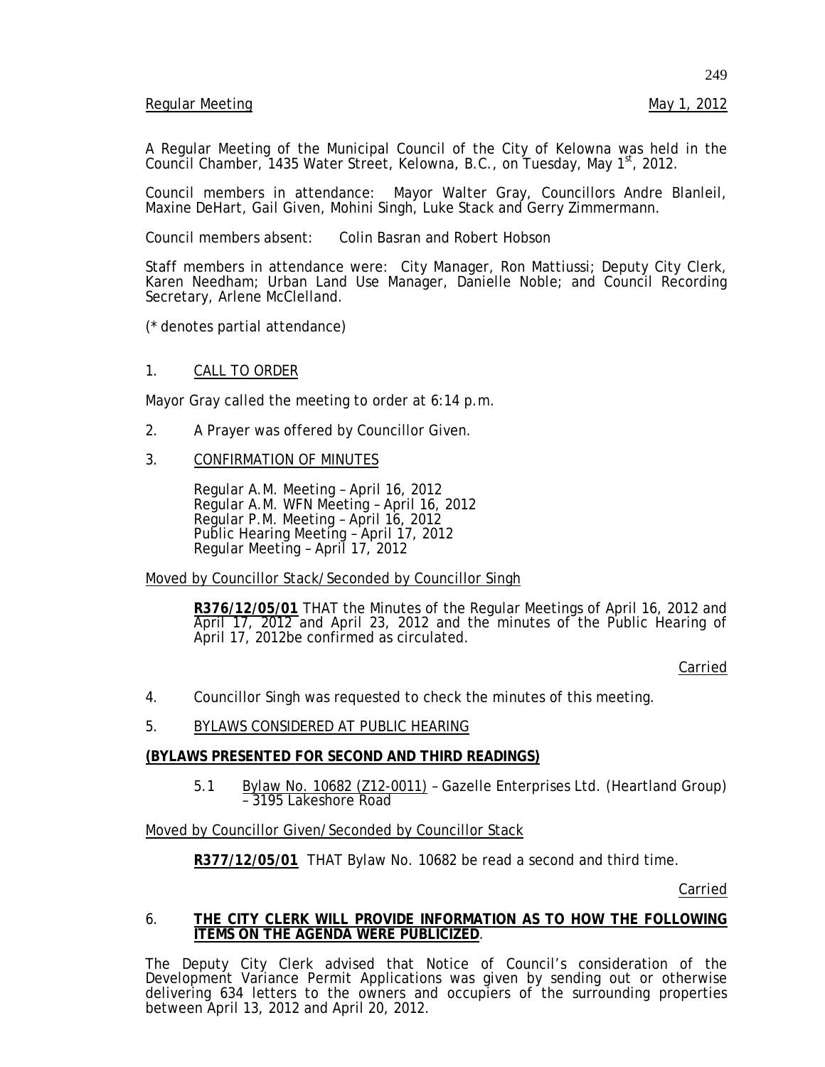Regular Meeting May 1, 2012

A Regular Meeting of the Municipal Council of the City of Kelowna was held in the Council Chamber, 1435 Water Street, Kelowna, B.C., on Tuesday, May 1st, 2012.

Council members in attendance: Mayor Walter Gray, Councillors Andre Blanleil, Maxine DeHart, Gail Given, Mohini Singh, Luke Stack and Gerry Zimmermann.

Council members absent: Colin Basran and Robert Hobson

Staff members in attendance were: City Manager, Ron Mattiussi; Deputy City Clerk, Karen Needham; Urban Land Use Manager, Danielle Noble; and Council Recording Secretary, Arlene McClelland.

(* denotes partial attendance)

1. CALL TO ORDER

Mayor Gray called the meeting to order at 6:14 p.m.

2. A Prayer was offered by Councillor Given.

3. CONFIRMATION OF MINUTES

Regular A.M. Meeting – April 16, 2012
Regular A.M. WFN Meeting – April 16, 2012
Regular P.M. Meeting – April 16, 2012
Public Hearing Meeting – April 17, 2012
Regular Meeting – April 17, 2012

Moved by Councillor Stack/Seconded by Councillor Singh

**R376/12/05/01** THAT the Minutes of the Regular Meetings of April 16, 2012 and April 17, 2012 and April 23, 2012 and the minutes of the Public Hearing of April 17, 2012be confirmed as circulated.

Carried

4. Councillor Singh was requested to check the minutes of this meeting.

5. BYLAWS CONSIDERED AT PUBLIC HEARING

**(BYLAWS PRESENTED FOR SECOND AND THIRD READINGS)**

5.1 Bylaw No. 10682 (Z12-0011) – Gazelle Enterprises Ltd. (Heartland Group) – 3195 Lakeshore Road

Moved by Councillor Given/Seconded by Councillor Stack

**R377/12/05/01** THAT Bylaw No. 10682 be read a second and third time.

Carried

6. **THE CITY CLERK WILL PROVIDE INFORMATION AS TO HOW THE FOLLOWING ITEMS ON THE AGENDA WERE PUBLICIZED**.

The Deputy City Clerk advised that Notice of Council's consideration of the Development Variance Permit Applications was given by sending out or otherwise delivering 634 letters to the owners and occupiers of the surrounding properties between April 13, 2012 and April 20, 2012.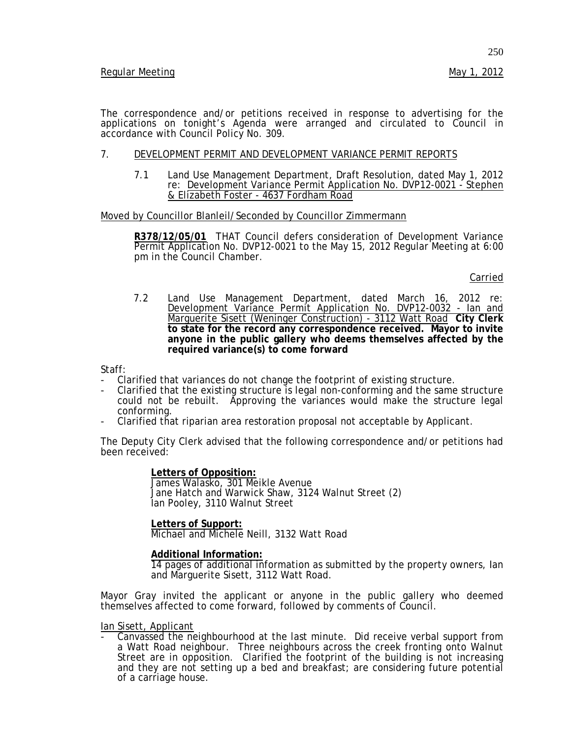The correspondence and/or petitions received in response to advertising for the applications on tonight's Agenda were arranged and circulated to Council in accordance with Council Policy No. 309.

7. DEVELOPMENT PERMIT AND DEVELOPMENT VARIANCE PERMIT REPORTS

   7.1 Land Use Management Department, Draft Resolution, dated May 1, 2012 re: Development Variance Permit Application No. DVP12-0021 - Stephen & Elizabeth Foster - 4637 Fordham Road

Moved by Councillor Blanleil/Seconded by Councillor Zimmermann

**R378/12/05/01** THAT Council defers consideration of Development Variance Permit Application No. DVP12-0021 to the May 15, 2012 Regular Meeting at 6:00 pm in the Council Chamber.

Carried

   7.2 Land Use Management Department, dated March 16, 2012 re: Development Variance Permit Application No. DVP12-0032 - Ian and Marguerite Sisett (Weninger Construction) - 3112 Watt Road **City Clerk to state for the record any correspondence received. Mayor to invite anyone in the public gallery who deems themselves affected by the required variance(s) to come forward**

Staff:
- Clarified that variances do not change the footprint of existing structure.
- Clarified that the existing structure is legal non-conforming and the same structure could not be rebuilt. Approving the variances would make the structure legal conforming.
- Clarified that riparian area restoration proposal not acceptable by Applicant.

The Deputy City Clerk advised that the following correspondence and/or petitions had been received:

**Letters of Opposition:**
James Walasko, 301 Meikle Avenue
Jane Hatch and Warwick Shaw, 3124 Walnut Street (2)
Ian Pooley, 3110 Walnut Street

**Letters of Support:**
Michael and Michele Neill, 3132 Watt Road

**Additional Information:**
14 pages of additional information as submitted by the property owners, Ian and Marguerite Sisett, 3112 Watt Road.

Mayor Gray invited the applicant or anyone in the public gallery who deemed themselves affected to come forward, followed by comments of Council.

Ian Sisett, Applicant
- Canvassed the neighbourhood at the last minute. Did receive verbal support from a Watt Road neighbour. Three neighbours across the creek fronting onto Walnut Street are in opposition. Clarified the footprint of the building is not increasing and they are not setting up a bed and breakfast; are considering future potential of a carriage house.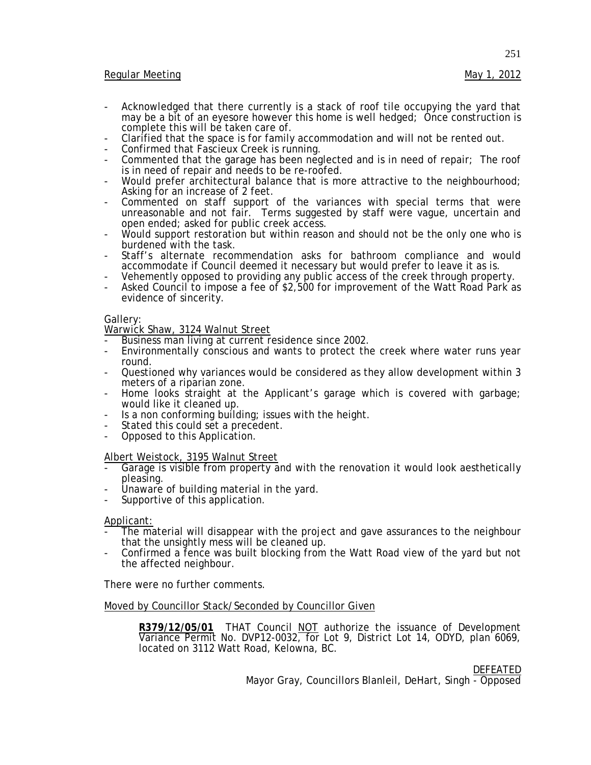- Acknowledged that there currently is a stack of roof tile occupying the yard that may be a bit of an eyesore however this home is well hedged; Once construction is complete this will be taken care of.
- Clarified that the space is for family accommodation and will not be rented out.
- Confirmed that Fascieux Creek is running.
- Commented that the garage has been neglected and is in need of repair; The roof is in need of repair and needs to be re-roofed.
- Would prefer architectural balance that is more attractive to the neighbourhood; Asking for an increase of 2 feet.
- Commented on staff support of the variances with special terms that were unreasonable and not fair. Terms suggested by staff were vague, uncertain and open ended; asked for public creek access.
- Would support restoration but within reason and should not be the only one who is burdened with the task.
- Staff's alternate recommendation asks for bathroom compliance and would accommodate if Council deemed it necessary but would prefer to leave it as is.
- Vehemently opposed to providing any public access of the creek through property.
- Asked Council to impose a fee of $2,500 for improvement of the Watt Road Park as evidence of sincerity.

Gallery:

Warwick Shaw, 3124 Walnut Street

- Business man living at current residence since 2002.
- Environmentally conscious and wants to protect the creek where water runs year round.
- Questioned why variances would be considered as they allow development within 3 meters of a riparian zone.
- Home looks straight at the Applicant's garage which is covered with garbage; would like it cleaned up.
- Is a non conforming building; issues with the height.
- Stated this could set a precedent.
- Opposed to this Application.

Albert Weistock, 3195 Walnut Street

- Garage is visible from property and with the renovation it would look aesthetically pleasing.
- Unaware of building material in the yard.
- Supportive of this application.

Applicant:

- The material will disappear with the project and gave assurances to the neighbour that the unsightly mess will be cleaned up.
- Confirmed a fence was built blocking from the Watt Road view of the yard but not the affected neighbour.

There were no further comments.

Moved by Councillor Stack/Seconded by Councillor Given

> **R379/12/05/01** THAT Council NOT authorize the issuance of Development Variance Permit No. DVP12-0032, for Lot 9, District Lot 14, ODYD, plan 6069, located on 3112 Watt Road, Kelowna, BC.

DEFEATED
Mayor Gray, Councillors Blanleil, DeHart, Singh - Opposed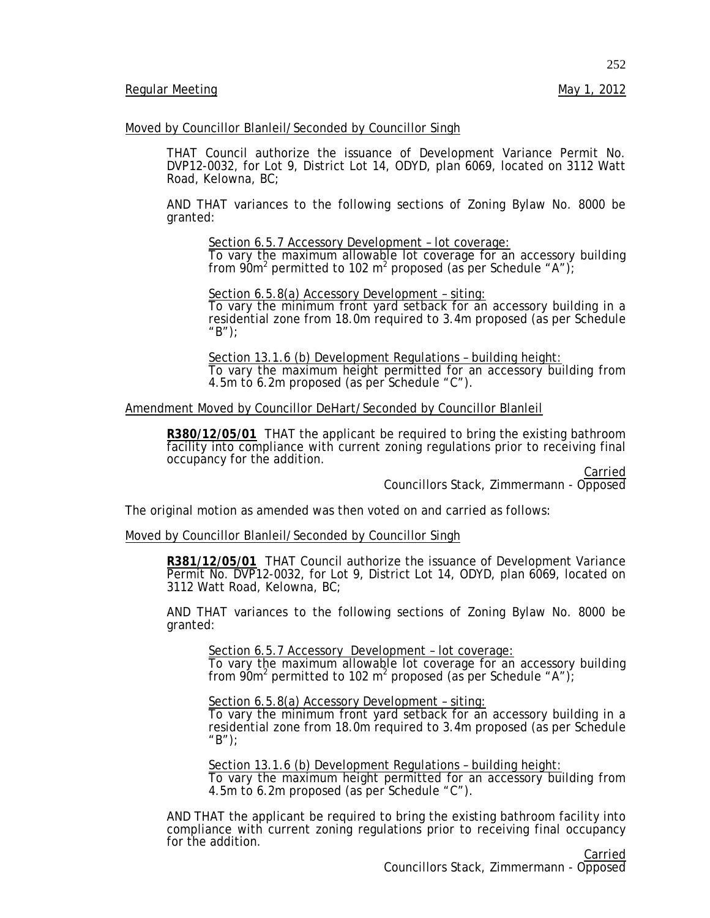Moved by Councillor Blanleil/Seconded by Councillor Singh

THAT Council authorize the issuance of Development Variance Permit No. DVP12-0032, for Lot 9, District Lot 14, ODYD, plan 6069, located on 3112 Watt Road, Kelowna, BC;

AND THAT variances to the following sections of Zoning Bylaw No. 8000 be granted:

Section 6.5.7 Accessory Development – lot coverage:
To vary the maximum allowable lot coverage for an accessory building from $90m^2$ permitted to $102\ m^2$ proposed (as per Schedule "A");

Section 6.5.8(a) Accessory Development – siting:
To vary the minimum front yard setback for an accessory building in a residential zone from 18.0m required to 3.4m proposed (as per Schedule "B");

Section 13.1.6 (b) Development Regulations – building height:
To vary the maximum height permitted for an accessory building from 4.5m to 6.2m proposed (as per Schedule "C").

Amendment Moved by Councillor DeHart/Seconded by Councillor Blanleil

**R380/12/05/01** THAT the applicant be required to bring the existing bathroom facility into compliance with current zoning regulations prior to receiving final occupancy for the addition.

Carried
Councillors Stack, Zimmermann - Opposed

The original motion as amended was then voted on and carried as follows:

Moved by Councillor Blanleil/Seconded by Councillor Singh

**R381/12/05/01** THAT Council authorize the issuance of Development Variance Permit No. DVP12-0032, for Lot 9, District Lot 14, ODYD, plan 6069, located on 3112 Watt Road, Kelowna, BC;

AND THAT variances to the following sections of Zoning Bylaw No. 8000 be granted:

Section 6.5.7 Accessory Development – lot coverage:
To vary the maximum allowable lot coverage for an accessory building from $90m^2$ permitted to $102\ m^2$ proposed (as per Schedule "A");

Section 6.5.8(a) Accessory Development – siting:
To vary the minimum front yard setback for an accessory building in a residential zone from 18.0m required to 3.4m proposed (as per Schedule "B");

Section 13.1.6 (b) Development Regulations – building height:
To vary the maximum height permitted for an accessory building from 4.5m to 6.2m proposed (as per Schedule "C").

AND THAT the applicant be required to bring the existing bathroom facility into compliance with current zoning regulations prior to receiving final occupancy for the addition.

Carried
Councillors Stack, Zimmermann - Opposed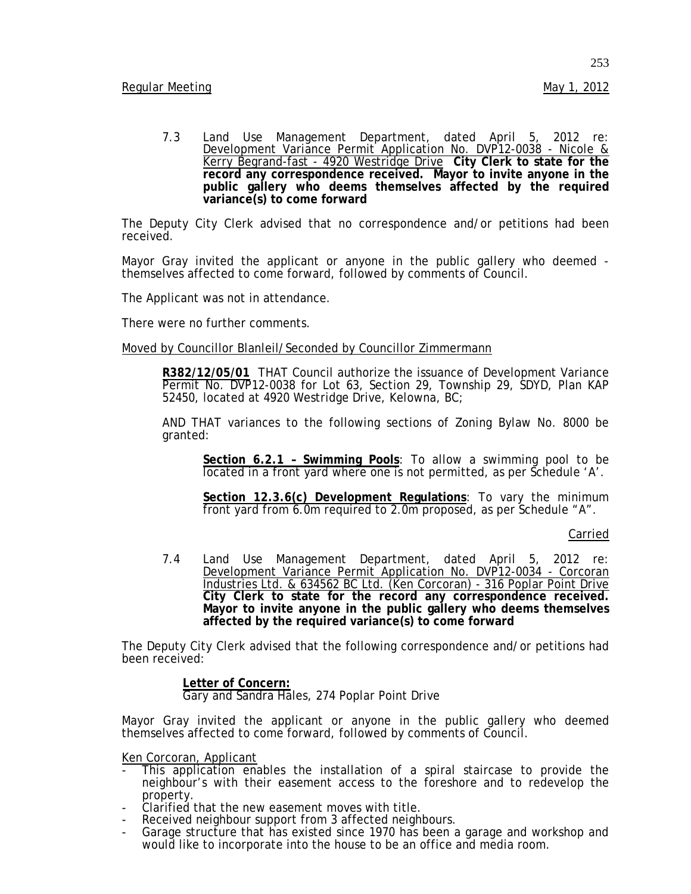7.3 Land Use Management Department, dated April 5, 2012 re: Development Variance Permit Application No. DVP12-0038 - Nicole & Kerry Begrand-fast - 4920 Westridge Drive **City Clerk to state for the record any correspondence received. Mayor to invite anyone in the public gallery who deems themselves affected by the required variance(s) to come forward**

The Deputy City Clerk advised that no correspondence and/or petitions had been received.

Mayor Gray invited the applicant or anyone in the public gallery who deemed - themselves affected to come forward, followed by comments of Council.

The Applicant was not in attendance.

There were no further comments.

Moved by Councillor Blanleil/Seconded by Councillor Zimmermann

**R382/12/05/01** THAT Council authorize the issuance of Development Variance Permit No. DVP12-0038 for Lot 63, Section 29, Township 29, SDYD, Plan KAP 52450, located at 4920 Westridge Drive, Kelowna, BC;

AND THAT variances to the following sections of Zoning Bylaw No. 8000 be granted:

**Section 6.2.1 – Swimming Pools**: To allow a swimming pool to be located in a front yard where one is not permitted, as per Schedule 'A'.

**Section 12.3.6(c) Development Regulations**: To vary the minimum front yard from 6.0m required to 2.0m proposed, as per Schedule "A".

Carried

7.4 Land Use Management Department, dated April 5, 2012 re: Development Variance Permit Application No. DVP12-0034 - Corcoran Industries Ltd. & 634562 BC Ltd. (Ken Corcoran) - 316 Poplar Point Drive **City Clerk to state for the record any correspondence received. Mayor to invite anyone in the public gallery who deems themselves affected by the required variance(s) to come forward**

The Deputy City Clerk advised that the following correspondence and/or petitions had been received:

**Letter of Concern:**
Gary and Sandra Hales, 274 Poplar Point Drive

Mayor Gray invited the applicant or anyone in the public gallery who deemed themselves affected to come forward, followed by comments of Council.

Ken Corcoran, Applicant

- This application enables the installation of a spiral staircase to provide the neighbour's with their easement access to the foreshore and to redevelop the property.
- Clarified that the new easement moves with title.
- Received neighbour support from 3 affected neighbours.
- Garage structure that has existed since 1970 has been a garage and workshop and would like to incorporate into the house to be an office and media room.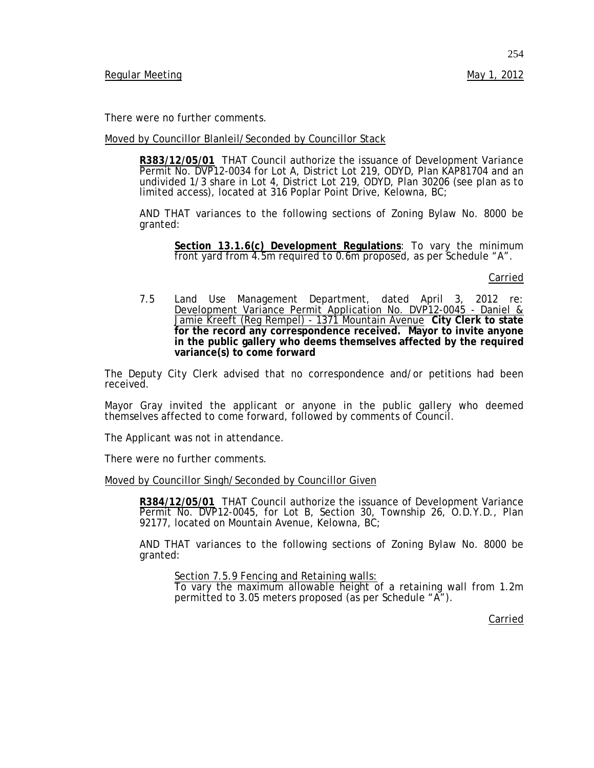There were no further comments.

Moved by Councillor Blanleil/Seconded by Councillor Stack

> **R383/12/05/01** THAT Council authorize the issuance of Development Variance Permit No. DVP12-0034 for Lot A, District Lot 219, ODYD, Plan KAP81704 and an undivided 1/3 share in Lot 4, District Lot 219, ODYD, Plan 30206 (see plan as to limited access), located at 316 Poplar Point Drive, Kelowna, BC;
>
> AND THAT variances to the following sections of Zoning Bylaw No. 8000 be granted:
>
> > **Section 13.1.6(c) Development Regulations**: To vary the minimum front yard from 4.5m required to 0.6m proposed, as per Schedule "A".

Carried

7.5 Land Use Management Department, dated April 3, 2012 re: Development Variance Permit Application No. DVP12-0045 - Daniel & Jamie Kreeft (Reg Rempel) - 1371 Mountain Avenue **City Clerk to state for the record any correspondence received. Mayor to invite anyone in the public gallery who deems themselves affected by the required variance(s) to come forward**

The Deputy City Clerk advised that no correspondence and/or petitions had been received.

Mayor Gray invited the applicant or anyone in the public gallery who deemed themselves affected to come forward, followed by comments of Council.

The Applicant was not in attendance.

There were no further comments.

Moved by Councillor Singh/Seconded by Councillor Given

> **R384/12/05/01** THAT Council authorize the issuance of Development Variance Permit No. DVP12-0045, for Lot B, Section 30, Township 26, O.D.Y.D., Plan 92177, located on Mountain Avenue, Kelowna, BC;
>
> AND THAT variances to the following sections of Zoning Bylaw No. 8000 be granted:
>
> > Section 7.5.9 Fencing and Retaining walls:
> > To vary the maximum allowable height of a retaining wall from 1.2m permitted to 3.05 meters proposed (as per Schedule "A").

Carried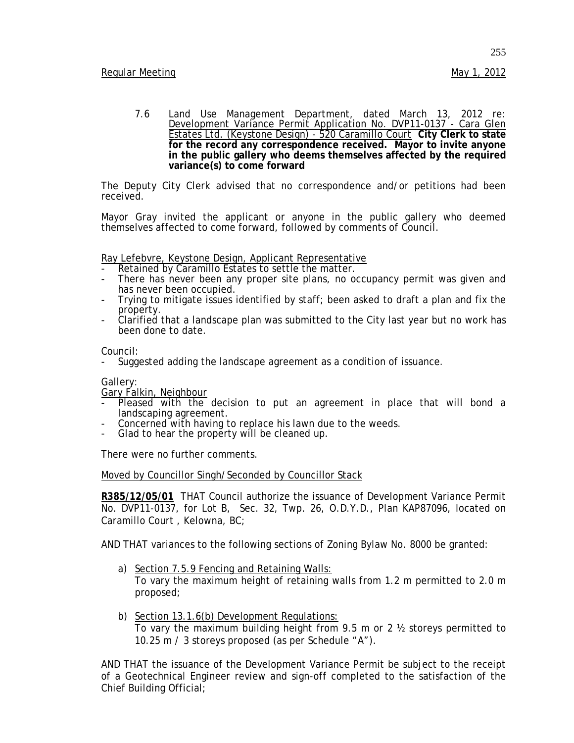7.6 Land Use Management Department, dated March 13, 2012 re: Development Variance Permit Application No. DVP11-0137 - Cara Glen Estates Ltd. (Keystone Design) - 520 Caramillo Court **City Clerk to state for the record any correspondence received. Mayor to invite anyone in the public gallery who deems themselves affected by the required variance(s) to come forward**

The Deputy City Clerk advised that no correspondence and/or petitions had been received.

Mayor Gray invited the applicant or anyone in the public gallery who deemed themselves affected to come forward, followed by comments of Council.

Ray Lefebvre, Keystone Design, Applicant Representative

- Retained by Caramillo Estates to settle the matter.
- There has never been any proper site plans, no occupancy permit was given and has never been occupied.
- Trying to mitigate issues identified by staff; been asked to draft a plan and fix the property.
- Clarified that a landscape plan was submitted to the City last year but no work has been done to date.

Council:

- Suggested adding the landscape agreement as a condition of issuance.

Gallery:

Gary Falkin, Neighbour

- Pleased with the decision to put an agreement in place that will bond a landscaping agreement.
- Concerned with having to replace his lawn due to the weeds.
- Glad to hear the property will be cleaned up.

There were no further comments.

Moved by Councillor Singh/Seconded by Councillor Stack

**R385/12/05/01** THAT Council authorize the issuance of Development Variance Permit No. DVP11-0137, for Lot B, Sec. 32, Twp. 26, O.D.Y.D., Plan KAP87096, located on Caramillo Court , Kelowna, BC;

AND THAT variances to the following sections of Zoning Bylaw No. 8000 be granted:

a) Section 7.5.9 Fencing and Retaining Walls:
To vary the maximum height of retaining walls from 1.2 m permitted to 2.0 m proposed;

b) Section 13.1.6(b) Development Regulations:
To vary the maximum building height from 9.5 m or 2 ½ storeys permitted to 10.25 m / 3 storeys proposed (as per Schedule "A").

AND THAT the issuance of the Development Variance Permit be subject to the receipt of a Geotechnical Engineer review and sign-off completed to the satisfaction of the Chief Building Official;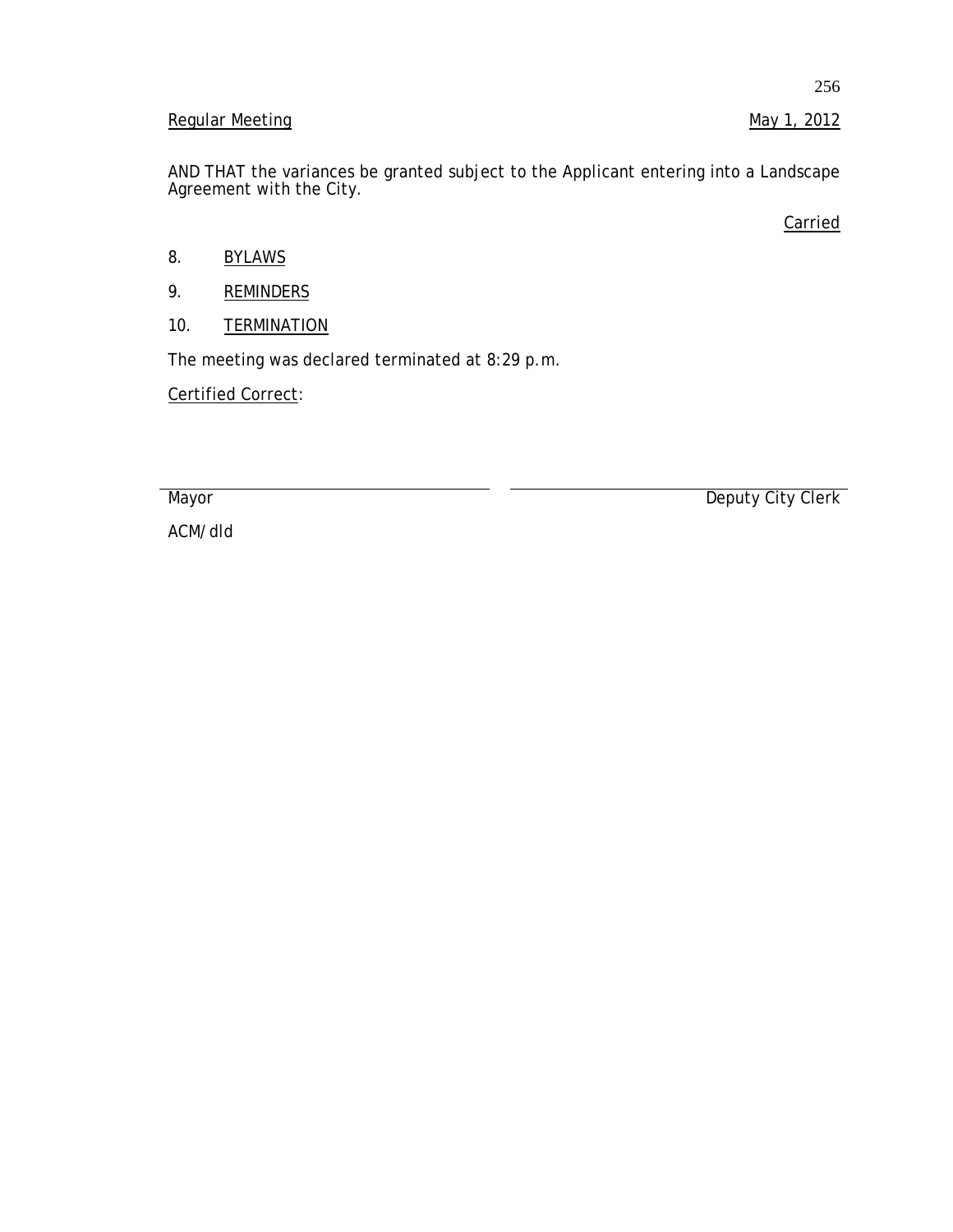AND THAT the variances be granted subject to the Applicant entering into a Landscape Agreement with the City.

Carried

8. BYLAWS

9. REMINDERS

10. TERMINATION

The meeting was declared terminated at 8:29 p.m.

Certified Correct:

Mayor

Deputy City Clerk

ACM/dld